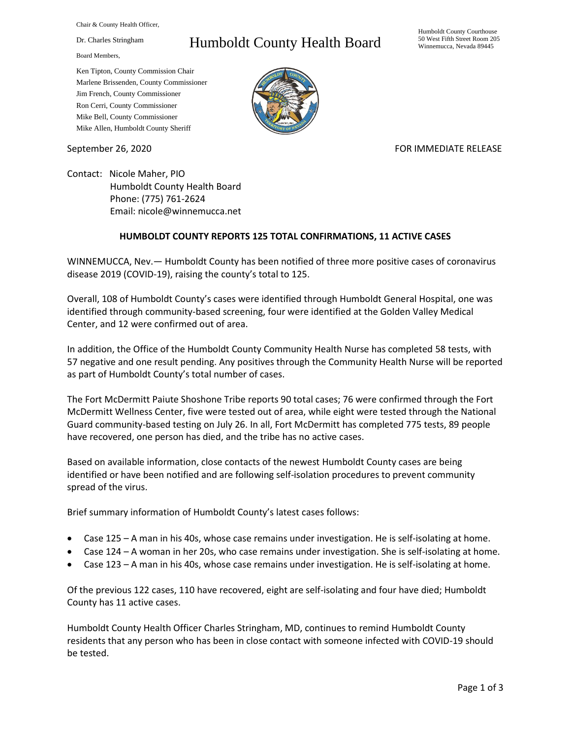Chair & County Health Officer,

Dr. Charles Stringham

Board Members,

Ken Tipton, County Commission Chair
Marlene Brissenden, County Commissioner
Jim French, County Commissioner
Ron Cerri, County Commissioner
Mike Bell, County Commissioner
Mike Allen, Humboldt County Sheriff

# Humboldt County Health Board

Humboldt County Courthouse
50 West Fifth Street Room 205
Winnemucca, Nevada 89445

September 26, 2020

FOR IMMEDIATE RELEASE

Contact: Nicole Maher, PIO
Humboldt County Health Board
Phone: (775) 761-2624
Email: nicole@winnemucca.net

**HUMBOLDT COUNTY REPORTS 125 TOTAL CONFIRMATIONS, 11 ACTIVE CASES**

WINNEMUCCA, Nev.— Humboldt County has been notified of three more positive cases of coronavirus disease 2019 (COVID-19), raising the county's total to 125.

Overall, 108 of Humboldt County's cases were identified through Humboldt General Hospital, one was identified through community-based screening, four were identified at the Golden Valley Medical Center, and 12 were confirmed out of area.

In addition, the Office of the Humboldt County Community Health Nurse has completed 58 tests, with 57 negative and one result pending. Any positives through the Community Health Nurse will be reported as part of Humboldt County's total number of cases.

The Fort McDermitt Paiute Shoshone Tribe reports 90 total cases; 76 were confirmed through the Fort McDermitt Wellness Center, five were tested out of area, while eight were tested through the National Guard community-based testing on July 26. In all, Fort McDermitt has completed 775 tests, 89 people have recovered, one person has died, and the tribe has no active cases.

Based on available information, close contacts of the newest Humboldt County cases are being identified or have been notified and are following self-isolation procedures to prevent community spread of the virus.

Brief summary information of Humboldt County's latest cases follows:

- Case 125 – A man in his 40s, whose case remains under investigation. He is self-isolating at home.
- Case 124 – A woman in her 20s, who case remains under investigation. She is self-isolating at home.
- Case 123 – A man in his 40s, whose case remains under investigation. He is self-isolating at home.

Of the previous 122 cases, 110 have recovered, eight are self-isolating and four have died; Humboldt County has 11 active cases.

Humboldt County Health Officer Charles Stringham, MD, continues to remind Humboldt County residents that any person who has been in close contact with someone infected with COVID-19 should be tested.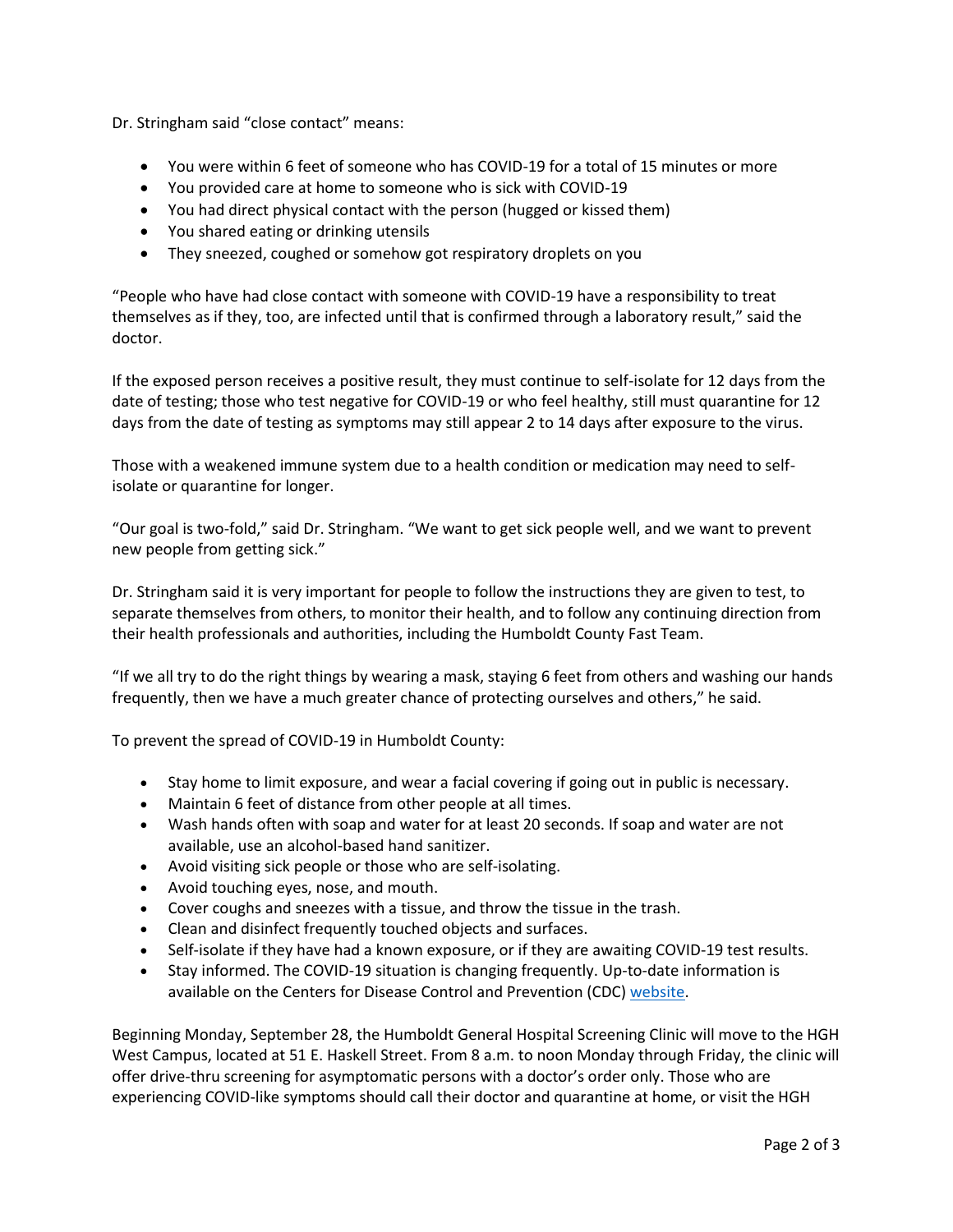Dr. Stringham said "close contact" means:

- You were within 6 feet of someone who has COVID-19 for a total of 15 minutes or more
- You provided care at home to someone who is sick with COVID-19
- You had direct physical contact with the person (hugged or kissed them)
- You shared eating or drinking utensils
- They sneezed, coughed or somehow got respiratory droplets on you

"People who have had close contact with someone with COVID-19 have a responsibility to treat themselves as if they, too, are infected until that is confirmed through a laboratory result," said the doctor.

If the exposed person receives a positive result, they must continue to self-isolate for 12 days from the date of testing; those who test negative for COVID-19 or who feel healthy, still must quarantine for 12 days from the date of testing as symptoms may still appear 2 to 14 days after exposure to the virus.

Those with a weakened immune system due to a health condition or medication may need to self-isolate or quarantine for longer.

"Our goal is two-fold," said Dr. Stringham. "We want to get sick people well, and we want to prevent new people from getting sick."

Dr. Stringham said it is very important for people to follow the instructions they are given to test, to separate themselves from others, to monitor their health, and to follow any continuing direction from their health professionals and authorities, including the Humboldt County Fast Team.

"If we all try to do the right things by wearing a mask, staying 6 feet from others and washing our hands frequently, then we have a much greater chance of protecting ourselves and others," he said.

To prevent the spread of COVID-19 in Humboldt County:

- Stay home to limit exposure, and wear a facial covering if going out in public is necessary.
- Maintain 6 feet of distance from other people at all times.
- Wash hands often with soap and water for at least 20 seconds. If soap and water are not available, use an alcohol-based hand sanitizer.
- Avoid visiting sick people or those who are self-isolating.
- Avoid touching eyes, nose, and mouth.
- Cover coughs and sneezes with a tissue, and throw the tissue in the trash.
- Clean and disinfect frequently touched objects and surfaces.
- Self-isolate if they have had a known exposure, or if they are awaiting COVID-19 test results.
- Stay informed. The COVID-19 situation is changing frequently. Up-to-date information is available on the Centers for Disease Control and Prevention (CDC) website.

Beginning Monday, September 28, the Humboldt General Hospital Screening Clinic will move to the HGH West Campus, located at 51 E. Haskell Street. From 8 a.m. to noon Monday through Friday, the clinic will offer drive-thru screening for asymptomatic persons with a doctor's order only. Those who are experiencing COVID-like symptoms should call their doctor and quarantine at home, or visit the HGH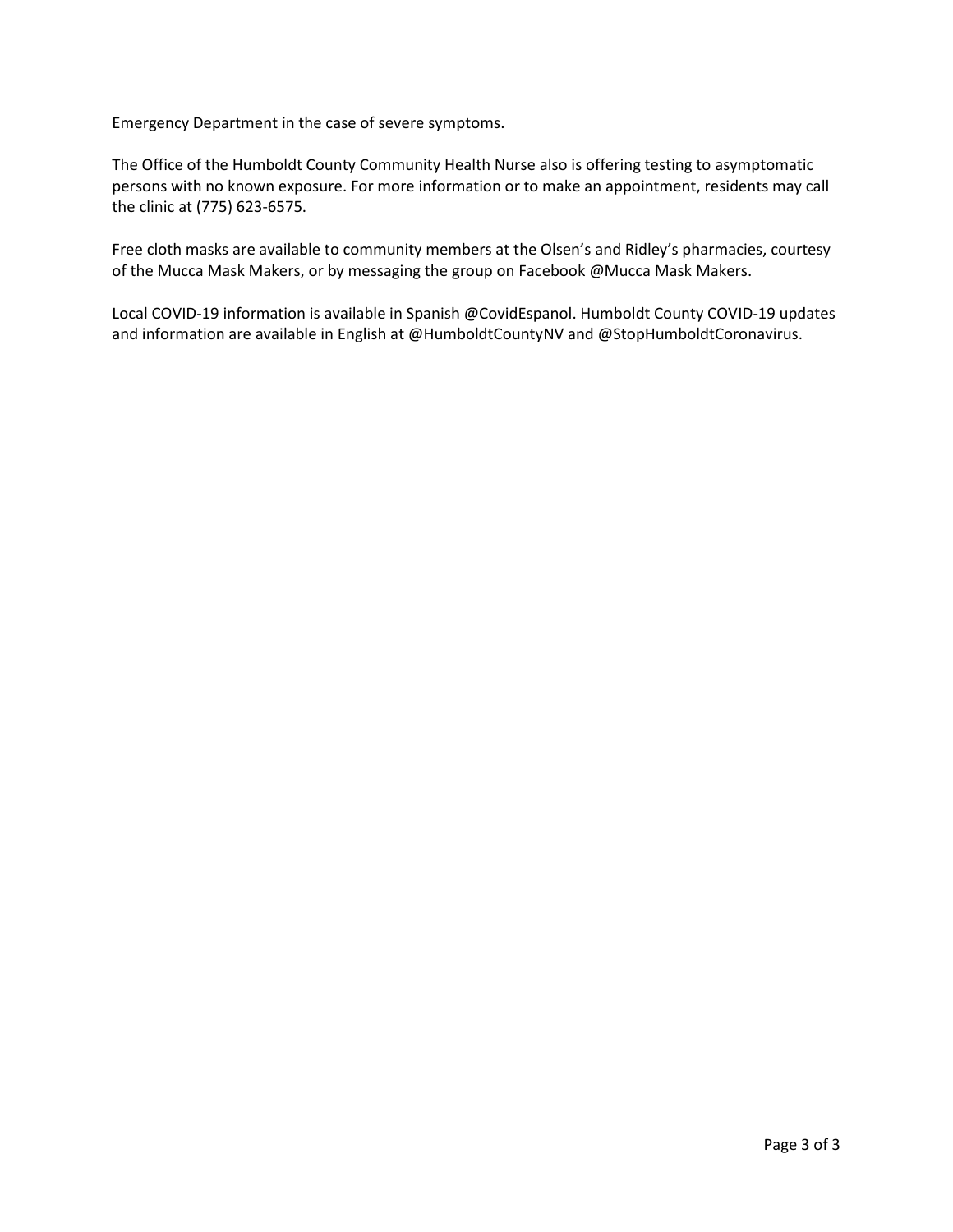Emergency Department in the case of severe symptoms.

The Office of the Humboldt County Community Health Nurse also is offering testing to asymptomatic persons with no known exposure. For more information or to make an appointment, residents may call the clinic at (775) 623-6575.

Free cloth masks are available to community members at the Olsen's and Ridley's pharmacies, courtesy of the Mucca Mask Makers, or by messaging the group on Facebook @Mucca Mask Makers.

Local COVID-19 information is available in Spanish @CovidEspanol. Humboldt County COVID-19 updates and information are available in English at @HumboldtCountyNV and @StopHumboldtCoronavirus.